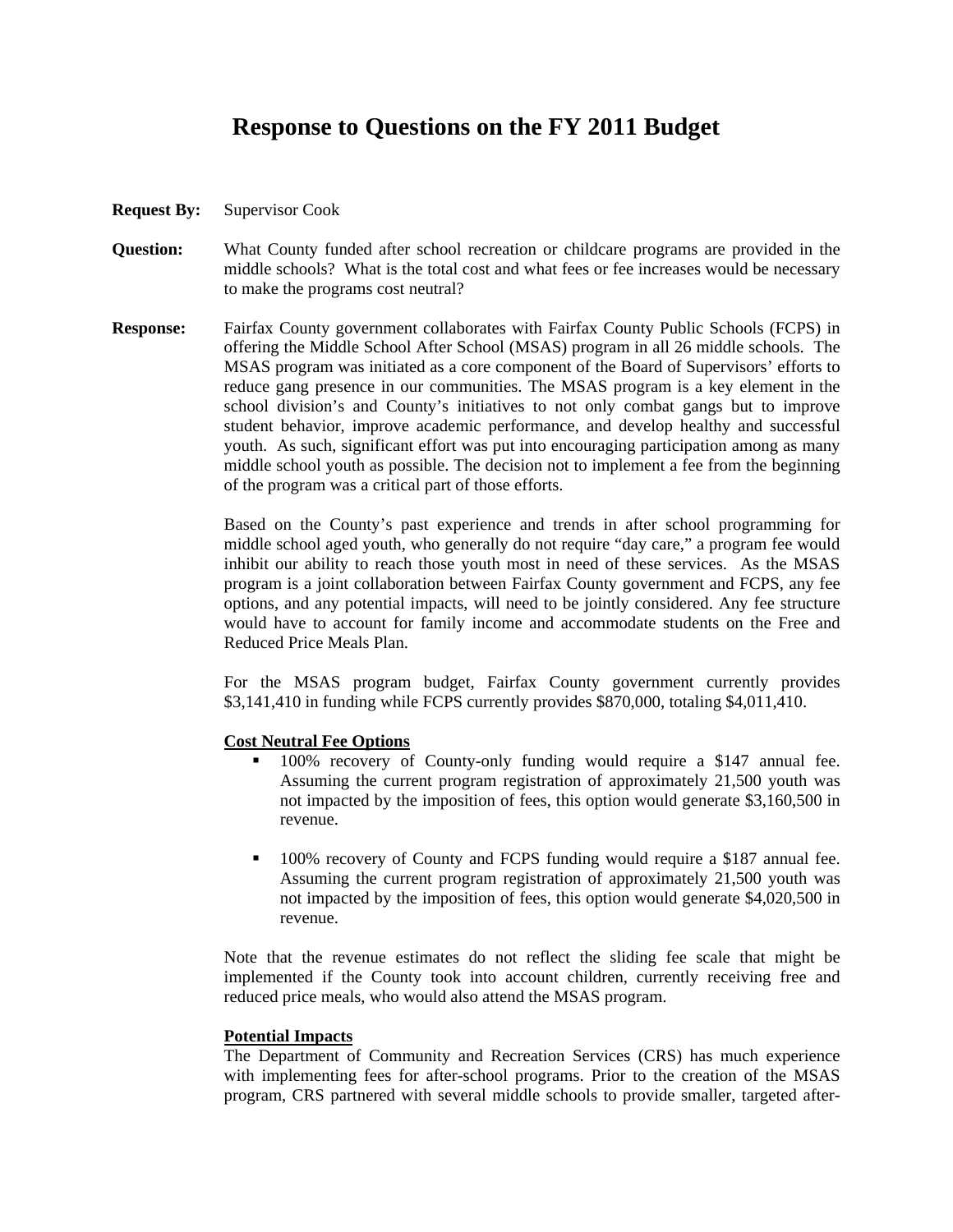# Response to Questions on the FY 2011 Budget

**Request By:** Supervisor Cook

**Question:** What County funded after school recreation or childcare programs are provided in the middle schools? What is the total cost and what fees or fee increases would be necessary to make the programs cost neutral?

**Response:** Fairfax County government collaborates with Fairfax County Public Schools (FCPS) in offering the Middle School After School (MSAS) program in all 26 middle schools. The MSAS program was initiated as a core component of the Board of Supervisors' efforts to reduce gang presence in our communities. The MSAS program is a key element in the school division's and County's initiatives to not only combat gangs but to improve student behavior, improve academic performance, and develop healthy and successful youth. As such, significant effort was put into encouraging participation among as many middle school youth as possible. The decision not to implement a fee from the beginning of the program was a critical part of those efforts.

Based on the County's past experience and trends in after school programming for middle school aged youth, who generally do not require "day care," a program fee would inhibit our ability to reach those youth most in need of these services. As the MSAS program is a joint collaboration between Fairfax County government and FCPS, any fee options, and any potential impacts, will need to be jointly considered. Any fee structure would have to account for family income and accommodate students on the Free and Reduced Price Meals Plan.

For the MSAS program budget, Fairfax County government currently provides $3,141,410 in funding while FCPS currently provides $870,000, totaling $4,011,410.

**Cost Neutral Fee Options**

- 100% recovery of County-only funding would require a $147 annual fee. Assuming the current program registration of approximately 21,500 youth was not impacted by the imposition of fees, this option would generate $3,160,500 in revenue.

- 100% recovery of County and FCPS funding would require a $187 annual fee. Assuming the current program registration of approximately 21,500 youth was not impacted by the imposition of fees, this option would generate $4,020,500 in revenue.

Note that the revenue estimates do not reflect the sliding fee scale that might be implemented if the County took into account children, currently receiving free and reduced price meals, who would also attend the MSAS program.

**Potential Impacts**

The Department of Community and Recreation Services (CRS) has much experience with implementing fees for after-school programs. Prior to the creation of the MSAS program, CRS partnered with several middle schools to provide smaller, targeted after-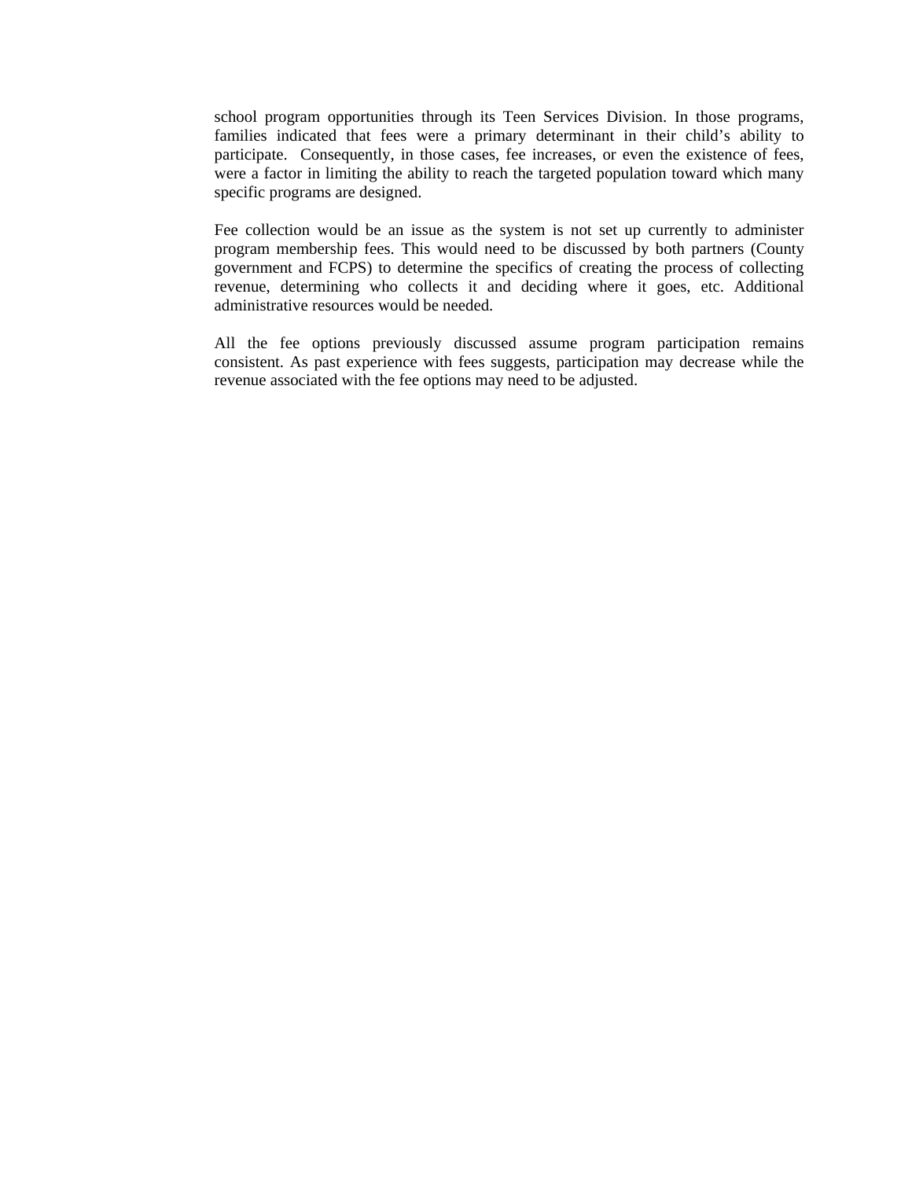school program opportunities through its Teen Services Division. In those programs, families indicated that fees were a primary determinant in their child's ability to participate. Consequently, in those cases, fee increases, or even the existence of fees, were a factor in limiting the ability to reach the targeted population toward which many specific programs are designed.

Fee collection would be an issue as the system is not set up currently to administer program membership fees. This would need to be discussed by both partners (County government and FCPS) to determine the specifics of creating the process of collecting revenue, determining who collects it and deciding where it goes, etc. Additional administrative resources would be needed.

All the fee options previously discussed assume program participation remains consistent. As past experience with fees suggests, participation may decrease while the revenue associated with the fee options may need to be adjusted.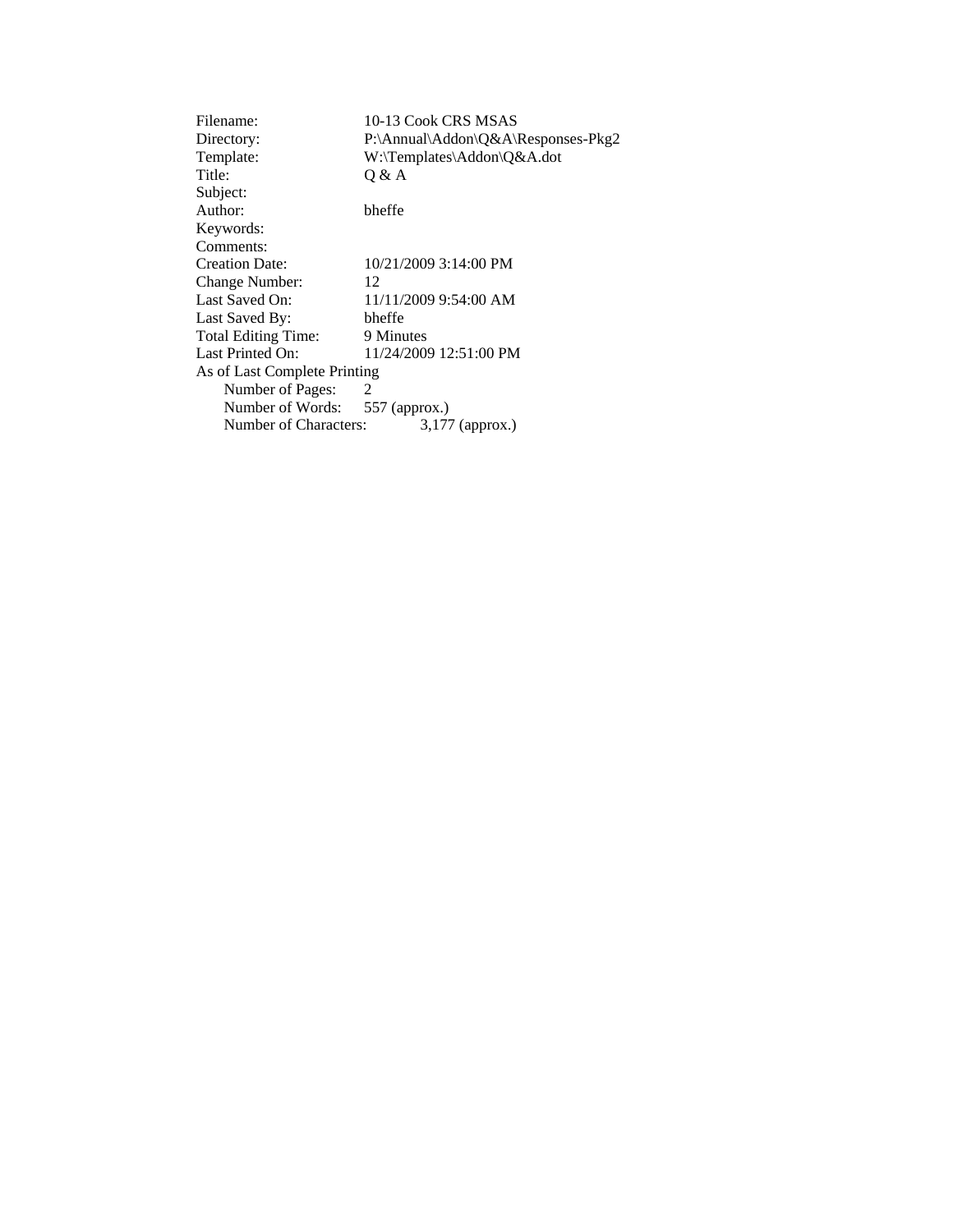| | |
|---|---|
| Filename: | 10-13 Cook CRS MSAS |
| Directory: | P:\Annual\Addon\Q&A\Responses-Pkg2 |
| Template: | W:\Templates\Addon\Q&A.dot |
| Title: | Q & A |
| Subject: | |
| Author: | bheffe |
| Keywords: | |
| Comments: | |
| Creation Date: | 10/21/2009 3:14:00 PM |
| Change Number: | 12 |
| Last Saved On: | 11/11/2009 9:54:00 AM |
| Last Saved By: | bheffe |
| Total Editing Time: | 9 Minutes |
| Last Printed On: | 11/24/2009 12:51:00 PM |
| As of Last Complete Printing | |
| Number of Pages: | 2 |
| Number of Words: | 557 (approx.) |
| Number of Characters: | 3,177 (approx.) |